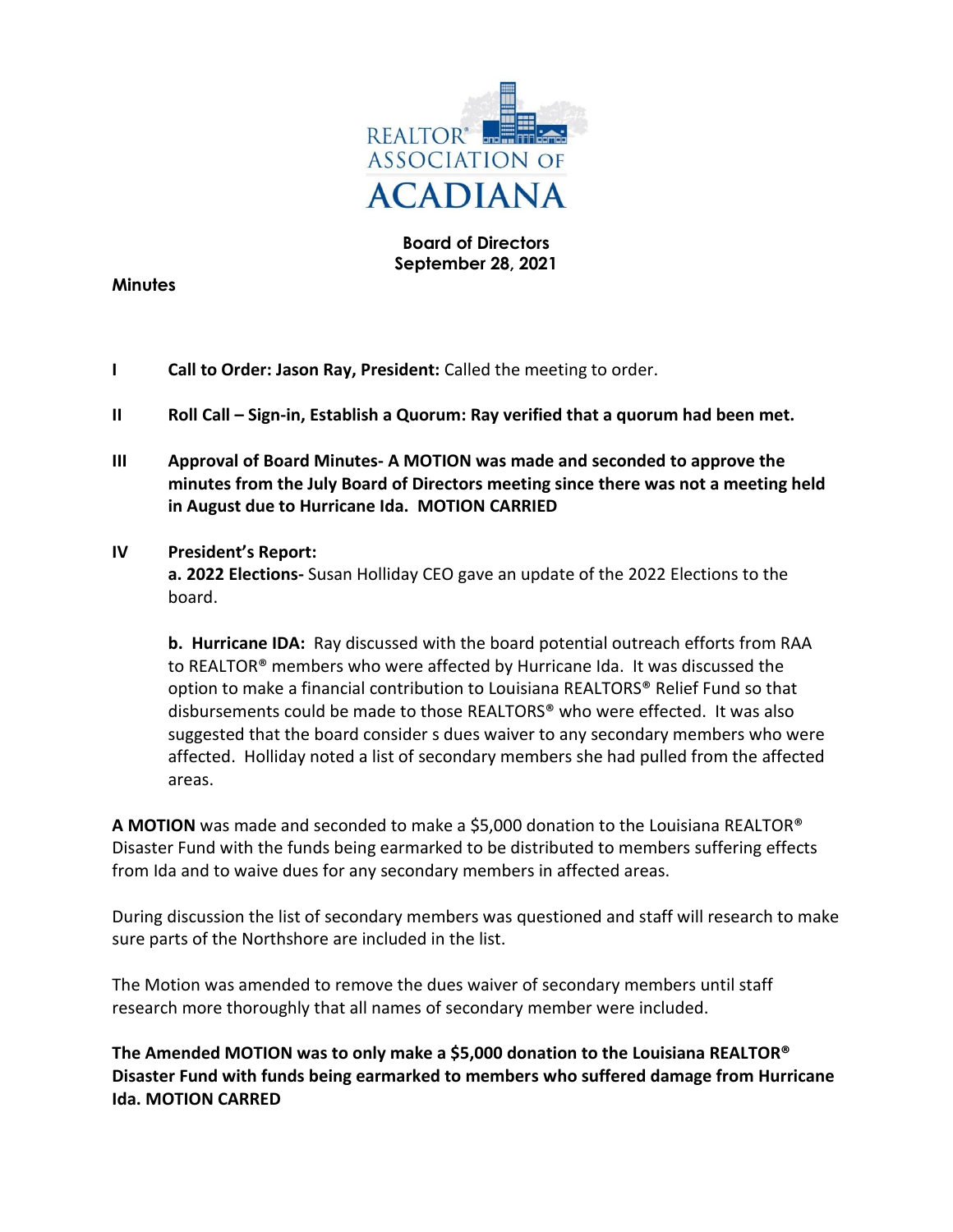REALTOR® ASSOCIATION OF ACADIANA

**Board of Directors**
**September 28, 2021**

**Minutes**

**I** **Call to Order: Jason Ray, President:** Called the meeting to order.

**II** **Roll Call – Sign-in, Establish a Quorum: Ray verified that a quorum had been met.**

**III** **Approval of Board Minutes- A MOTION was made and seconded to approve the minutes from the July Board of Directors meeting since there was not a meeting held in August due to Hurricane Ida. MOTION CARRIED**

**IV** **President's Report:**

**a. 2022 Elections-** Susan Holliday CEO gave an update of the 2022 Elections to the board.

**b. Hurricane IDA:** Ray discussed with the board potential outreach efforts from RAA to REALTOR® members who were affected by Hurricane Ida. It was discussed the option to make a financial contribution to Louisiana REALTORS® Relief Fund so that disbursements could be made to those REALTORS® who were effected. It was also suggested that the board consider s dues waiver to any secondary members who were affected. Holliday noted a list of secondary members she had pulled from the affected areas.

**A MOTION** was made and seconded to make a $5,000 donation to the Louisiana REALTOR® Disaster Fund with the funds being earmarked to be distributed to members suffering effects from Ida and to waive dues for any secondary members in affected areas.

During discussion the list of secondary members was questioned and staff will research to make sure parts of the Northshore are included in the list.

The Motion was amended to remove the dues waiver of secondary members until staff research more thoroughly that all names of secondary member were included.

**The Amended MOTION was to only make a $5,000 donation to the Louisiana REALTOR® Disaster Fund with funds being earmarked to members who suffered damage from Hurricane Ida. MOTION CARRED**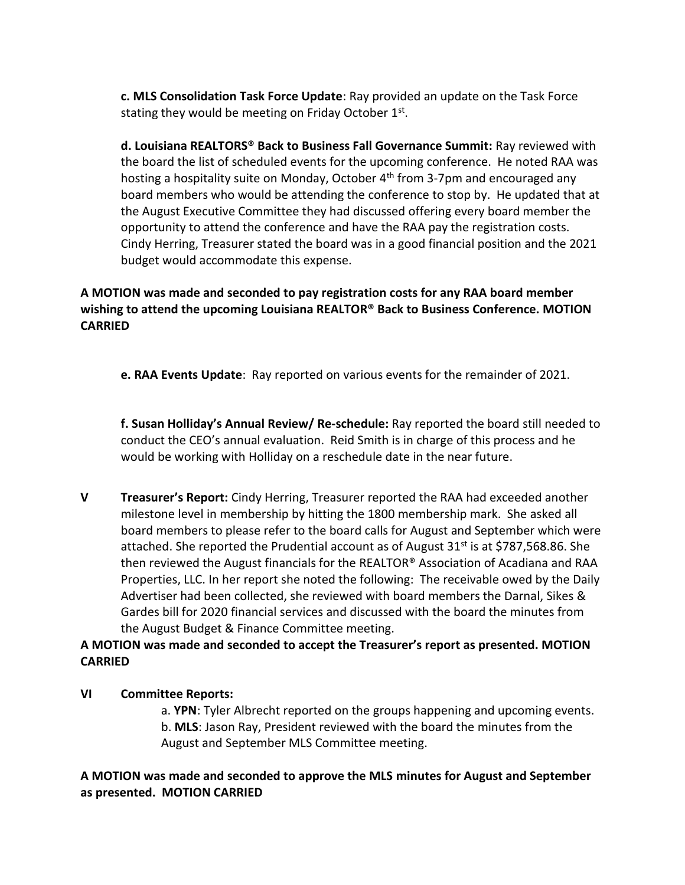**c. MLS Consolidation Task Force Update**: Ray provided an update on the Task Force stating they would be meeting on Friday October 1st.

**d. Louisiana REALTORS® Back to Business Fall Governance Summit:** Ray reviewed with the board the list of scheduled events for the upcoming conference. He noted RAA was hosting a hospitality suite on Monday, October 4th from 3-7pm and encouraged any board members who would be attending the conference to stop by. He updated that at the August Executive Committee they had discussed offering every board member the opportunity to attend the conference and have the RAA pay the registration costs. Cindy Herring, Treasurer stated the board was in a good financial position and the 2021 budget would accommodate this expense.

**A MOTION was made and seconded to pay registration costs for any RAA board member wishing to attend the upcoming Louisiana REALTOR® Back to Business Conference. MOTION CARRIED**

**e. RAA Events Update**: Ray reported on various events for the remainder of 2021.

**f. Susan Holliday's Annual Review/ Re-schedule:** Ray reported the board still needed to conduct the CEO's annual evaluation. Reid Smith is in charge of this process and he would be working with Holliday on a reschedule date in the near future.

**V Treasurer's Report:** Cindy Herring, Treasurer reported the RAA had exceeded another milestone level in membership by hitting the 1800 membership mark. She asked all board members to please refer to the board calls for August and September which were attached. She reported the Prudential account as of August 31st is at $787,568.86. She then reviewed the August financials for the REALTOR® Association of Acadiana and RAA Properties, LLC. In her report she noted the following: The receivable owed by the Daily Advertiser had been collected, she reviewed with board members the Darnal, Sikes & Gardes bill for 2020 financial services and discussed with the board the minutes from the August Budget & Finance Committee meeting.

**A MOTION was made and seconded to accept the Treasurer's report as presented. MOTION CARRIED**

**VI Committee Reports:**

a. **YPN**: Tyler Albrecht reported on the groups happening and upcoming events.
b. **MLS**: Jason Ray, President reviewed with the board the minutes from the August and September MLS Committee meeting.

**A MOTION was made and seconded to approve the MLS minutes for August and September as presented. MOTION CARRIED**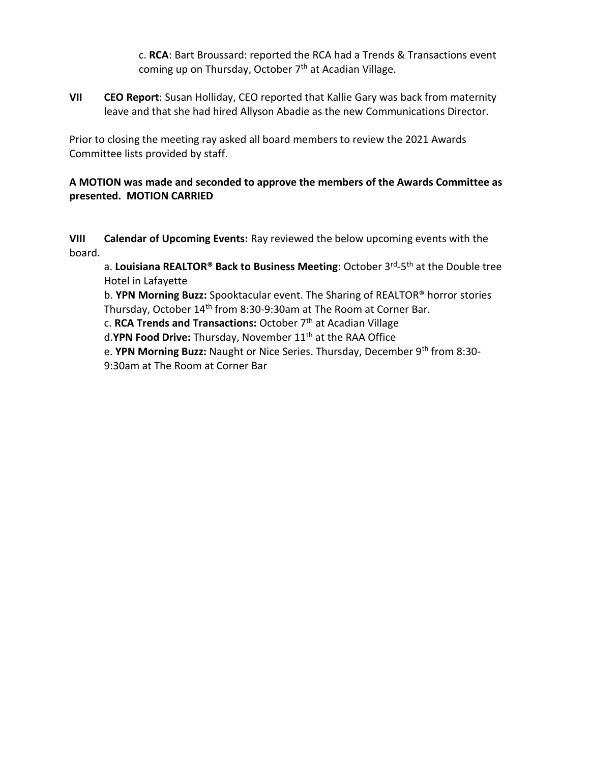c. **RCA**: Bart Broussard: reported the RCA had a Trends & Transactions event coming up on Thursday, October 7th at Acadian Village.

**VII** **CEO Report**: Susan Holliday, CEO reported that Kallie Gary was back from maternity leave and that she had hired Allyson Abadie as the new Communications Director.

Prior to closing the meeting ray asked all board members to review the 2021 Awards Committee lists provided by staff.

**A MOTION was made and seconded to approve the members of the Awards Committee as presented. MOTION CARRIED**

**VIII** **Calendar of Upcoming Events:** Ray reviewed the below upcoming events with the board.

a. **Louisiana REALTOR® Back to Business Meeting**: October 3rd-5th at the Double tree Hotel in Lafayette

b. **YPN Morning Buzz:** Spooktacular event. The Sharing of REALTOR® horror stories Thursday, October 14th from 8:30-9:30am at The Room at Corner Bar.

c. **RCA Trends and Transactions:** October 7th at Acadian Village

d.**YPN Food Drive:** Thursday, November 11th at the RAA Office

e. **YPN Morning Buzz:** Naught or Nice Series. Thursday, December 9th from 8:30-9:30am at The Room at Corner Bar